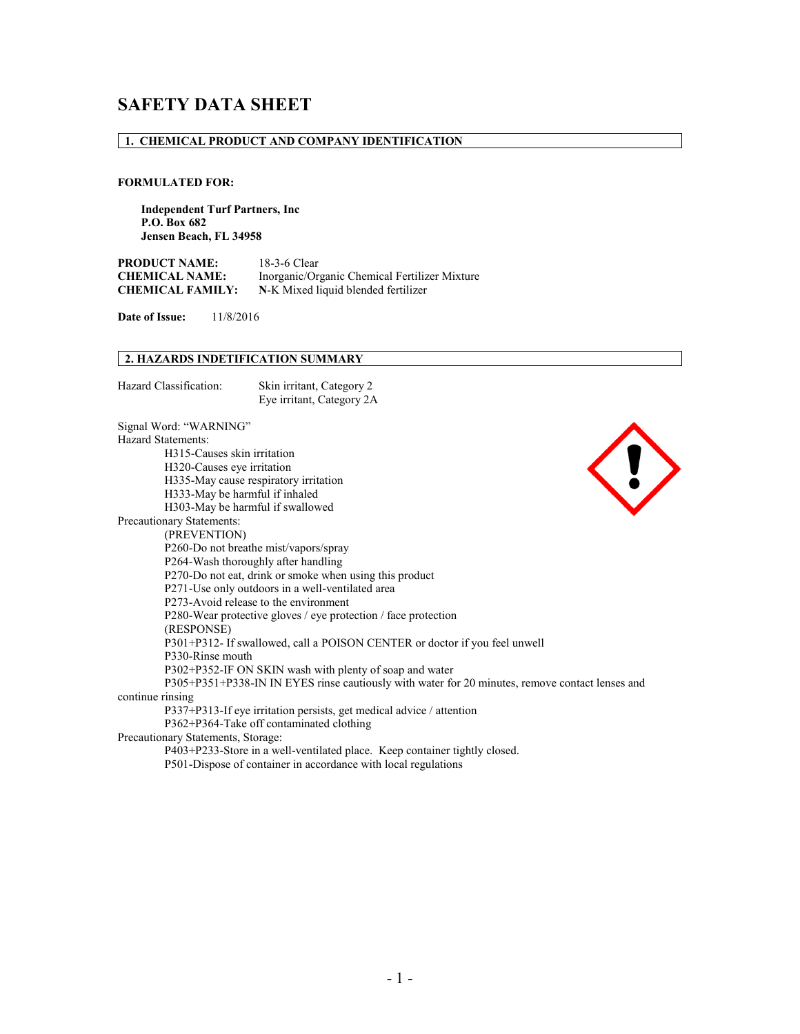# SAFETY DATA SHEET

## 1. CHEMICAL PRODUCT AND COMPANY IDENTIFICATION

**FORMULATED FOR:**

**Independent Turf Partners, Inc**
**P.O. Box 682**
**Jensen Beach, FL 34958**

**PRODUCT NAME:** 18-3-6 Clear
**CHEMICAL NAME:** Inorganic/Organic Chemical Fertilizer Mixture
**CHEMICAL FAMILY:** N-K Mixed liquid blended fertilizer

**Date of Issue:** 11/8/2016

## 2. HAZARDS INDETIFICATION SUMMARY

Hazard Classification: Skin irritant, Category 2
Eye irritant, Category 2A

Signal Word: "WARNING"

Hazard Statements:

- H315-Causes skin irritation
- H320-Causes eye irritation
- H335-May cause respiratory irritation
- H333-May be harmful if inhaled
- H303-May be harmful if swallowed

Precautionary Statements:

(PREVENTION)

- P260-Do not breathe mist/vapors/spray
- P264-Wash thoroughly after handling
- P270-Do not eat, drink or smoke when using this product
- P271-Use only outdoors in a well-ventilated area
- P273-Avoid release to the environment
- P280-Wear protective gloves / eye protection / face protection

(RESPONSE)

- P301+P312- If swallowed, call a POISON CENTER or doctor if you feel unwell
- P330-Rinse mouth
- P302+P352-IF ON SKIN wash with plenty of soap and water
- P305+P351+P338-IN IN EYES rinse cautiously with water for 20 minutes, remove contact lenses and continue rinsing
- P337+P313-If eye irritation persists, get medical advice / attention
- P362+P364-Take off contaminated clothing

Precautionary Statements, Storage:

- P403+P233-Store in a well-ventilated place. Keep container tightly closed.
- P501-Dispose of container in accordance with local regulations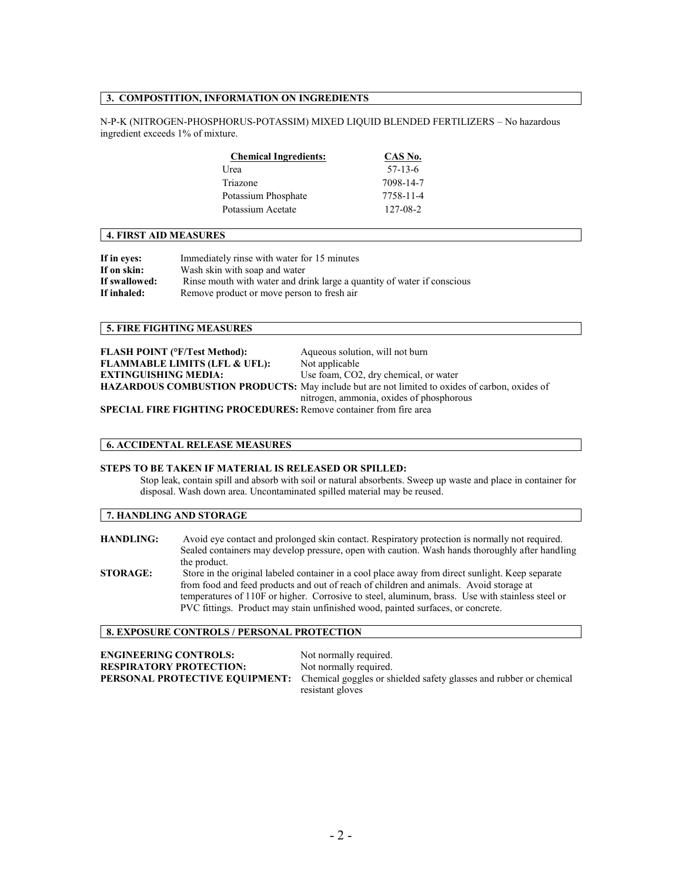## 3. COMPOSTITION, INFORMATION ON INGREDIENTS

N-P-K (NITROGEN-PHOSPHORUS-POTASSIM) MIXED LIQUID BLENDED FERTILIZERS – No hazardous ingredient exceeds 1% of mixture.

| Chemical Ingredients: | CAS No. |
|---|---|
| Urea | 57-13-6 |
| Triazone | 7098-14-7 |
| Potassium Phosphate | 7758-11-4 |
| Potassium Acetate | 127-08-2 |

## 4. FIRST AID MEASURES

**If in eyes:** Immediately rinse with water for 15 minutes
**If on skin:** Wash skin with soap and water
**If swallowed:** Rinse mouth with water and drink large a quantity of water if conscious
**If inhaled:** Remove product or move person to fresh air

## 5. FIRE FIGHTING MEASURES

**FLASH POINT (°F/Test Method):** Aqueous solution, will not burn
**FLAMMABLE LIMITS (LFL & UFL):** Not applicable
**EXTINGUISHING MEDIA:** Use foam, CO2, dry chemical, or water
**HAZARDOUS COMBUSTION PRODUCTS:** May include but are not limited to oxides of carbon, oxides of nitrogen, ammonia, oxides of phosphorous
**SPECIAL FIRE FIGHTING PROCEDURES:** Remove container from fire area

## 6. ACCIDENTAL RELEASE MEASURES

**STEPS TO BE TAKEN IF MATERIAL IS RELEASED OR SPILLED:**
Stop leak, contain spill and absorb with soil or natural absorbents. Sweep up waste and place in container for disposal. Wash down area. Uncontaminated spilled material may be reused.

## 7. HANDLING AND STORAGE

**HANDLING:** Avoid eye contact and prolonged skin contact. Respiratory protection is normally not required. Sealed containers may develop pressure, open with caution. Wash hands thoroughly after handling the product.

**STORAGE:** Store in the original labeled container in a cool place away from direct sunlight. Keep separate from food and feed products and out of reach of children and animals. Avoid storage at temperatures of 110F or higher. Corrosive to steel, aluminum, brass. Use with stainless steel or PVC fittings. Product may stain unfinished wood, painted surfaces, or concrete.

## 8. EXPOSURE CONTROLS / PERSONAL PROTECTION

**ENGINEERING CONTROLS:** Not normally required.
**RESPIRATORY PROTECTION:** Not normally required.
**PERSONAL PROTECTIVE EQUIPMENT:** Chemical goggles or shielded safety glasses and rubber or chemical resistant gloves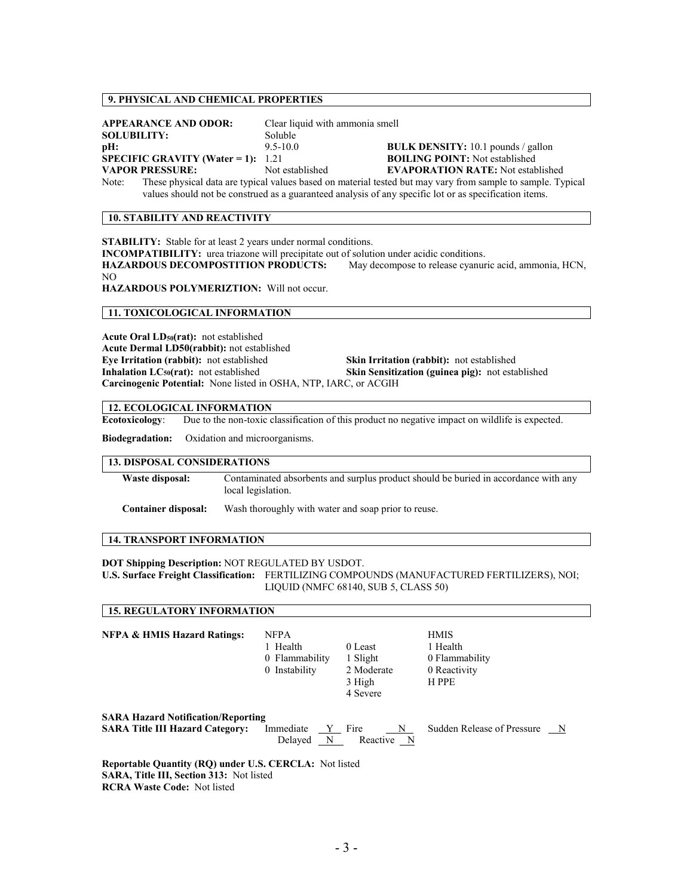## 9. PHYSICAL AND CHEMICAL PROPERTIES

**APPEARANCE AND ODOR:** Clear liquid with ammonia smell
**SOLUBILITY:** Soluble
**pH:** 9.5-10.0
**BULK DENSITY:** 10.1 pounds / gallon
**SPECIFIC GRAVITY (Water = 1):** 1.21
**BOILING POINT:** Not established
**VAPOR PRESSURE:** Not established
**EVAPORATION RATE:** Not established

Note: These physical data are typical values based on material tested but may vary from sample to sample. Typical values should not be construed as a guaranteed analysis of any specific lot or as specification items.

## 10. STABILITY AND REACTIVITY

**STABILITY:** Stable for at least 2 years under normal conditions.
**INCOMPATIBILITY:** urea triazone will precipitate out of solution under acidic conditions.
**HAZARDOUS DECOMPOSTITION PRODUCTS:** May decompose to release cyanuric acid, ammonia, HCN, NO
**HAZARDOUS POLYMERIZTION:** Will not occur.

## 11. TOXICOLOGICAL INFORMATION

**Acute Oral $LD_{50}$(rat):** not established
**Acute Dermal LD50(rabbit):** not established
**Eye Irritation (rabbit):** not established
**Skin Irritation (rabbit):** not established
**Inhalation $LC_{50}$(rat):** not established
**Skin Sensitization (guinea pig):** not established
**Carcinogenic Potential:** None listed in OSHA, NTP, IARC, or ACGIH

## 12. ECOLOGICAL INFORMATION

**Ecotoxicology**: Due to the non-toxic classification of this product no negative impact on wildlife is expected.

**Biodegradation:** Oxidation and microorganisms.

## 13. DISPOSAL CONSIDERATIONS

**Waste disposal:** Contaminated absorbents and surplus product should be buried in accordance with any local legislation.

**Container disposal:** Wash thoroughly with water and soap prior to reuse.

## 14. TRANSPORT INFORMATION

**DOT Shipping Description:** NOT REGULATED BY USDOT.
**U.S. Surface Freight Classification:** FERTILIZING COMPOUNDS (MANUFACTURED FERTILIZERS), NOI; LIQUID (NMFC 68140, SUB 5, CLASS 50)

## 15. REGULATORY INFORMATION

**NFPA & HMIS Hazard Ratings:**

| NFPA | | HMIS |
|---|---|---|
| 1 Health | 0 Least | 1 Health |
| 0 Flammability | 1 Slight | 0 Flammability |
| 0 Instability | 2 Moderate | 0 Reactivity |
| | 3 High | H PPE |
| | 4 Severe | |

**SARA Hazard Notification/Reporting**
**SARA Title III Hazard Category:** Immediate Y Fire N Sudden Release of Pressure N
Delayed N Reactive N

**Reportable Quantity (RQ) under U.S. CERCLA:** Not listed
**SARA, Title III, Section 313:** Not listed
**RCRA Waste Code:** Not listed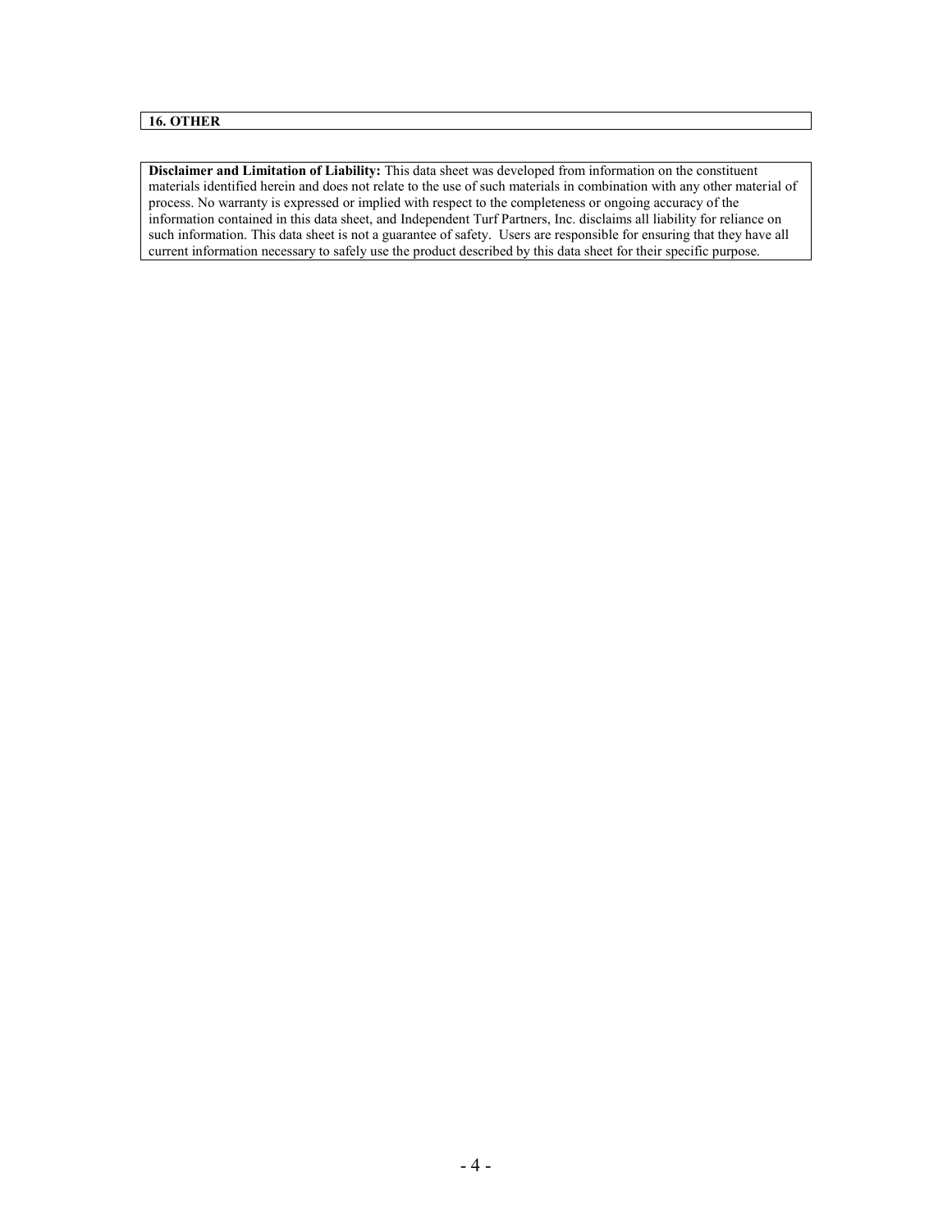## 16. OTHER

**Disclaimer and Limitation of Liability:** This data sheet was developed from information on the constituent materials identified herein and does not relate to the use of such materials in combination with any other material of process. No warranty is expressed or implied with respect to the completeness or ongoing accuracy of the information contained in this data sheet, and Independent Turf Partners, Inc. disclaims all liability for reliance on such information. This data sheet is not a guarantee of safety. Users are responsible for ensuring that they have all current information necessary to safely use the product described by this data sheet for their specific purpose.